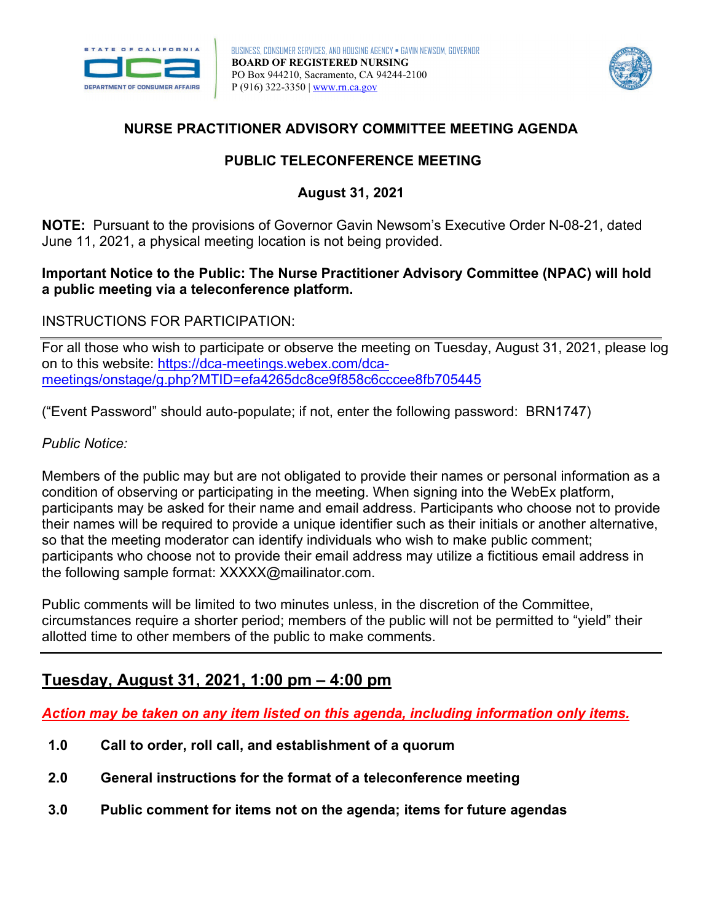BUSINESS, CONSUMER SERVICES, AND HOUSING AGENCY • GAVIN NEWSOM, GOVERNOR
**BOARD OF REGISTERED NURSING**
PO Box 944210, Sacramento, CA 94244-2100
P (916) 322-3350 | www.rn.ca.gov

## NURSE PRACTITIONER ADVISORY COMMITTEE MEETING AGENDA

### PUBLIC TELECONFERENCE MEETING

### August 31, 2021

**NOTE:** Pursuant to the provisions of Governor Gavin Newsom's Executive Order N-08-21, dated June 11, 2021, a physical meeting location is not being provided.

**Important Notice to the Public: The Nurse Practitioner Advisory Committee (NPAC) will hold a public meeting via a teleconference platform.**

INSTRUCTIONS FOR PARTICIPATION:

For all those who wish to participate or observe the meeting on Tuesday, August 31, 2021, please log on to this website: https://dca-meetings.webex.com/dca-meetings/onstage/g.php?MTID=efa4265dc8ce9f858c6cccee8fb705445

("Event Password" should auto-populate; if not, enter the following password: BRN1747)

*Public Notice:*

Members of the public may but are not obligated to provide their names or personal information as a condition of observing or participating in the meeting. When signing into the WebEx platform, participants may be asked for their name and email address. Participants who choose not to provide their names will be required to provide a unique identifier such as their initials or another alternative, so that the meeting moderator can identify individuals who wish to make public comment; participants who choose not to provide their email address may utilize a fictitious email address in the following sample format: XXXXX@mailinator.com.

Public comments will be limited to two minutes unless, in the discretion of the Committee, circumstances require a shorter period; members of the public will not be permitted to "yield" their allotted time to other members of the public to make comments.

## Tuesday, August 31, 2021, 1:00 pm – 4:00 pm

***Action may be taken on any item listed on this agenda, including information only items.***

**1.0 Call to order, roll call, and establishment of a quorum**

**2.0 General instructions for the format of a teleconference meeting**

**3.0 Public comment for items not on the agenda; items for future agendas**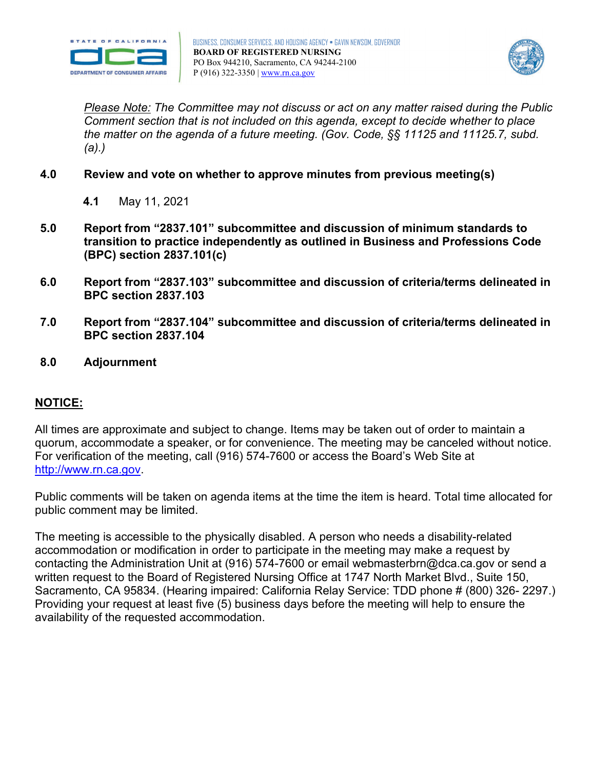*Please Note: The Committee may not discuss or act on any matter raised during the Public Comment section that is not included on this agenda, except to decide whether to place the matter on the agenda of a future meeting. (Gov. Code, §§ 11125 and 11125.7, subd. (a).)*

**4.0 Review and vote on whether to approve minutes from previous meeting(s)**

**4.1** May 11, 2021

**5.0 Report from "2837.101" subcommittee and discussion of minimum standards to transition to practice independently as outlined in Business and Professions Code (BPC) section 2837.101(c)**

**6.0 Report from "2837.103" subcommittee and discussion of criteria/terms delineated in BPC section 2837.103**

**7.0 Report from "2837.104" subcommittee and discussion of criteria/terms delineated in BPC section 2837.104**

**8.0 Adjournment**

**NOTICE:**

All times are approximate and subject to change. Items may be taken out of order to maintain a quorum, accommodate a speaker, or for convenience. The meeting may be canceled without notice. For verification of the meeting, call (916) 574-7600 or access the Board's Web Site at http://www.rn.ca.gov.

Public comments will be taken on agenda items at the time the item is heard. Total time allocated for public comment may be limited.

The meeting is accessible to the physically disabled. A person who needs a disability-related accommodation or modification in order to participate in the meeting may make a request by contacting the Administration Unit at (916) 574-7600 or email webmasterbrn@dca.ca.gov or send a written request to the Board of Registered Nursing Office at 1747 North Market Blvd., Suite 150, Sacramento, CA 95834. (Hearing impaired: California Relay Service: TDD phone # (800) 326- 2297.) Providing your request at least five (5) business days before the meeting will help to ensure the availability of the requested accommodation.